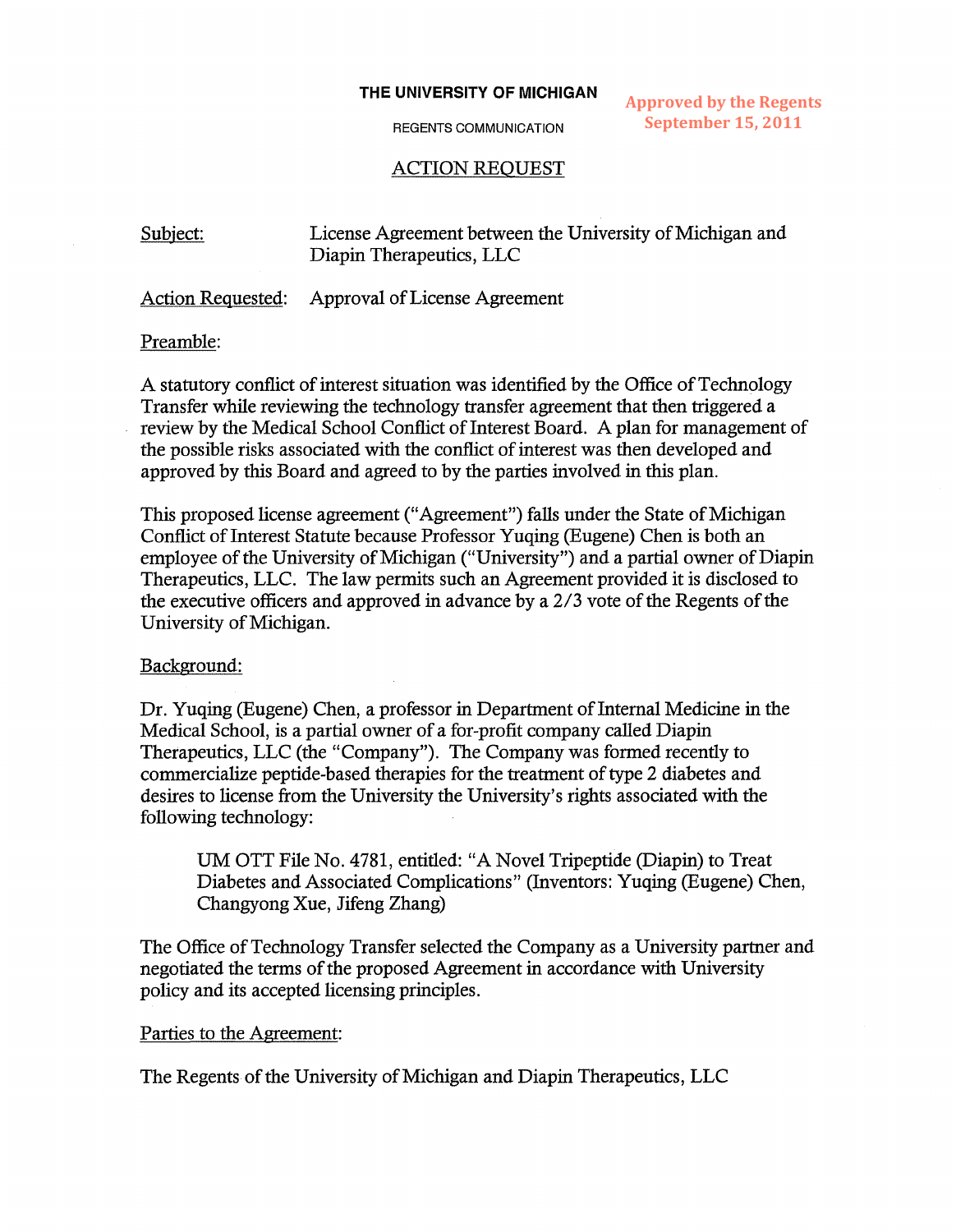**THE UNIVERSITY OF MICHIGAN**

REGENTS COMMUNICATION

Approved by the Regents
September 15, 2011

## ACTION REQUEST

Subject: License Agreement between the University of Michigan and Diapin Therapeutics, LLC

Action Requested: Approval of License Agreement

Preamble:

A statutory conflict of interest situation was identified by the Office of Technology Transfer while reviewing the technology transfer agreement that then triggered a review by the Medical School Conflict of Interest Board. A plan for management of the possible risks associated with the conflict of interest was then developed and approved by this Board and agreed to by the parties involved in this plan.

This proposed license agreement ("Agreement") falls under the State of Michigan Conflict of Interest Statute because Professor Yuqing (Eugene) Chen is both an employee of the University of Michigan ("University") and a partial owner of Diapin Therapeutics, LLC. The law permits such an Agreement provided it is disclosed to the executive officers and approved in advance by a 2/3 vote of the Regents of the University of Michigan.

Background:

Dr. Yuqing (Eugene) Chen, a professor in Department of Internal Medicine in the Medical School, is a partial owner of a for-profit company called Diapin Therapeutics, LLC (the "Company"). The Company was formed recently to commercialize peptide-based therapies for the treatment of type 2 diabetes and desires to license from the University the University's rights associated with the following technology:

> UM OTT File No. 4781, entitled: "A Novel Tripeptide (Diapin) to Treat Diabetes and Associated Complications" (Inventors: Yuqing (Eugene) Chen, Changyong Xue, Jifeng Zhang)

The Office of Technology Transfer selected the Company as a University partner and negotiated the terms of the proposed Agreement in accordance with University policy and its accepted licensing principles.

Parties to the Agreement:

The Regents of the University of Michigan and Diapin Therapeutics, LLC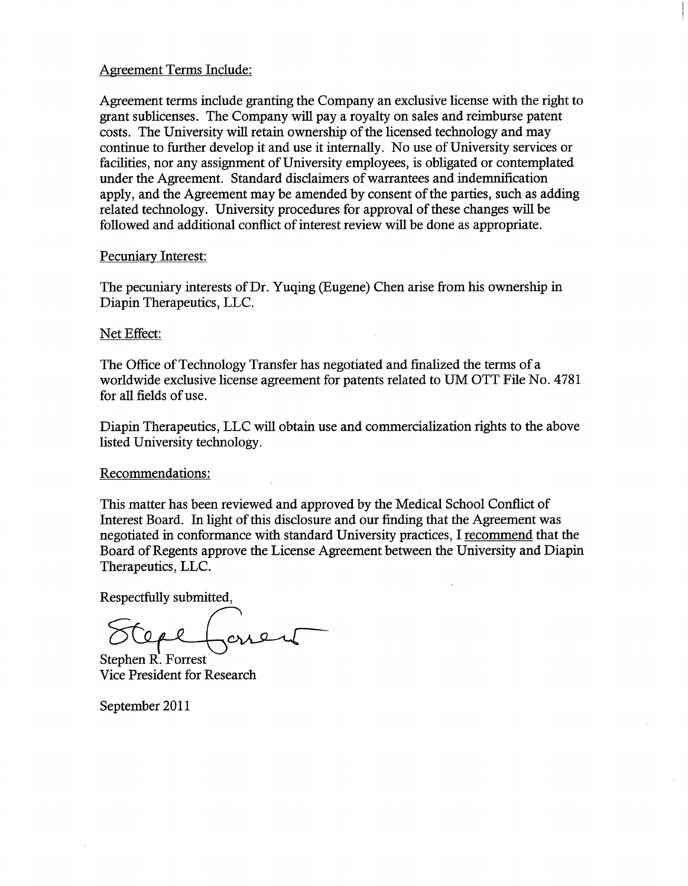Agreement Terms Include:

Agreement terms include granting the Company an exclusive license with the right to grant sublicenses. The Company will pay a royalty on sales and reimburse patent costs. The University will retain ownership of the licensed technology and may continue to further develop it and use it internally. No use of University services or facilities, nor any assignment of University employees, is obligated or contemplated under the Agreement. Standard disclaimers of warrantees and indemnification apply, and the Agreement may be amended by consent of the parties, such as adding related technology. University procedures for approval of these changes will be followed and additional conflict of interest review will be done as appropriate.

Pecuniary Interest:

The pecuniary interests of Dr. Yuqing (Eugene) Chen arise from his ownership in Diapin Therapeutics, LLC.

Net Effect:

The Office of Technology Transfer has negotiated and finalized the terms of a worldwide exclusive license agreement for patents related to UM OTT File No. 4781 for all fields of use.

Diapin Therapeutics, LLC will obtain use and commercialization rights to the above listed University technology.

Recommendations:

This matter has been reviewed and approved by the Medical School Conflict of Interest Board. In light of this disclosure and our finding that the Agreement was negotiated in conformance with standard University practices, I recommend that the Board of Regents approve the License Agreement between the University and Diapin Therapeutics, LLC.

Respectfully submitted,

Stephen R. Forrest
Vice President for Research

September 2011